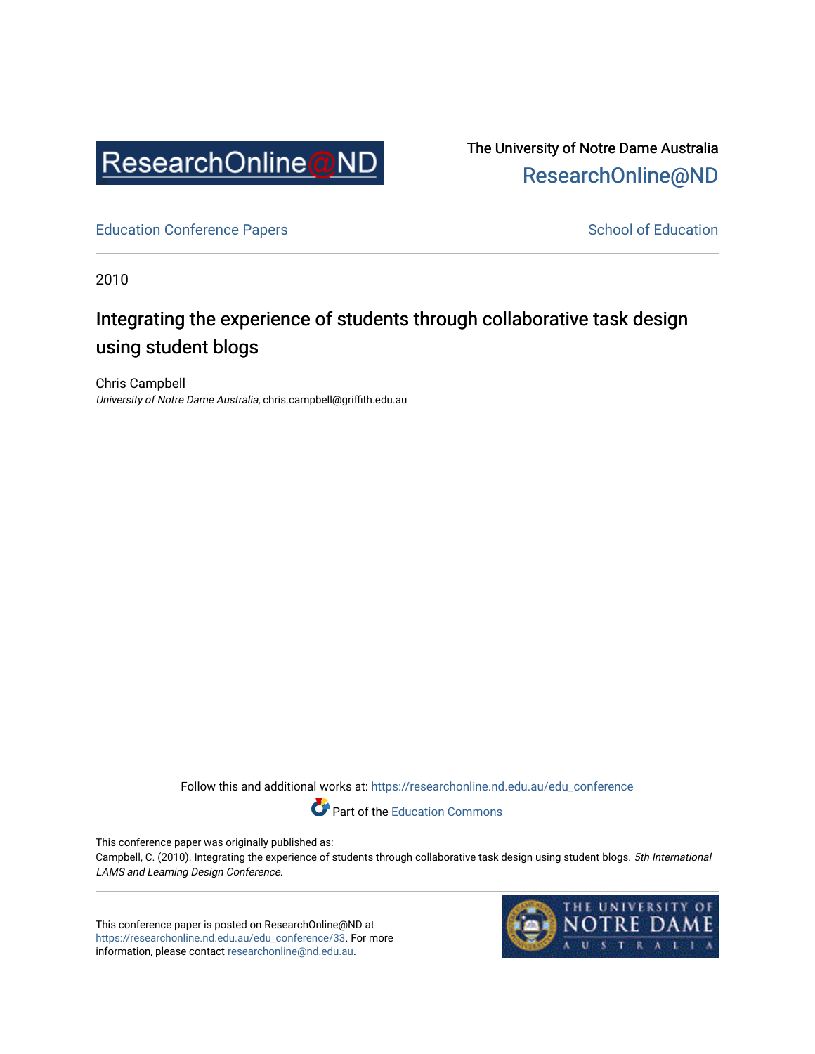The University of Notre Dame Australia
ResearchOnline@ND

Education Conference Papers

School of Education

2010

# Integrating the experience of students through collaborative task design using student blogs

Chris Campbell
*University of Notre Dame Australia*, chris.campbell@griffith.edu.au

Follow this and additional works at: https://researchonline.nd.edu.au/edu_conference

Part of the Education Commons

This conference paper was originally published as:
Campbell, C. (2010). Integrating the experience of students through collaborative task design using student blogs. *5th International LAMS and Learning Design Conference*.

This conference paper is posted on ResearchOnline@ND at https://researchonline.nd.edu.au/edu_conference/33. For more information, please contact researchonline@nd.edu.au.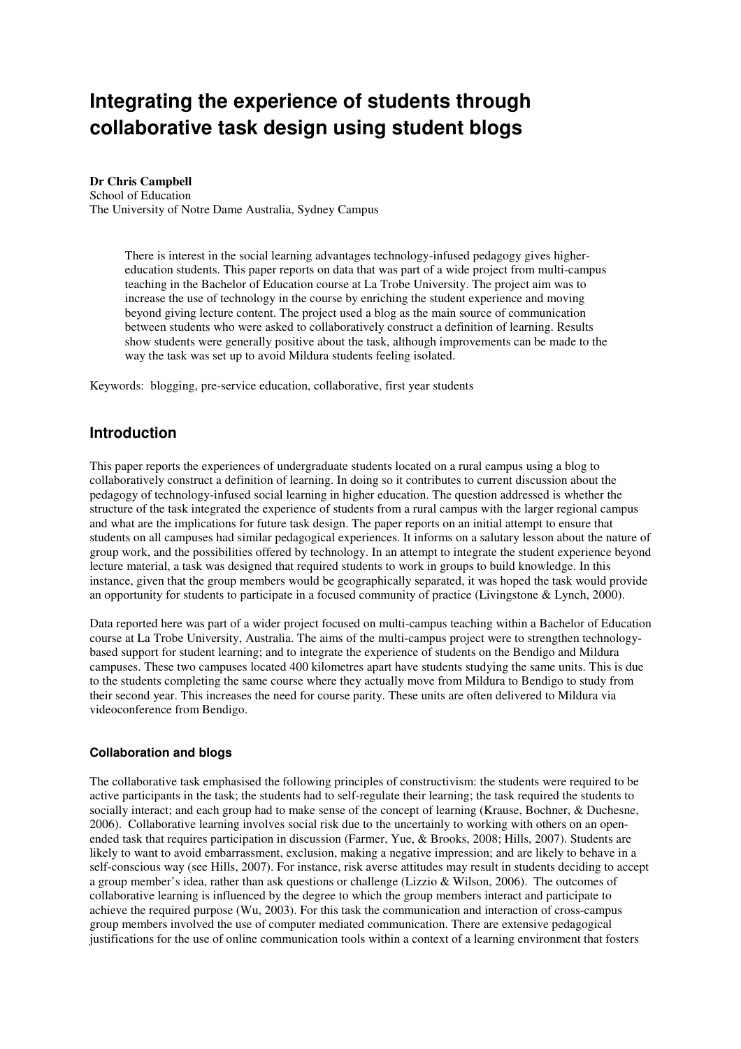# Integrating the experience of students through collaborative task design using student blogs

**Dr Chris Campbell**
School of Education
The University of Notre Dame Australia, Sydney Campus

> There is interest in the social learning advantages technology-infused pedagogy gives higher-education students. This paper reports on data that was part of a wide project from multi-campus teaching in the Bachelor of Education course at La Trobe University. The project aim was to increase the use of technology in the course by enriching the student experience and moving beyond giving lecture content. The project used a blog as the main source of communication between students who were asked to collaboratively construct a definition of learning. Results show students were generally positive about the task, although improvements can be made to the way the task was set up to avoid Mildura students feeling isolated.

Keywords: blogging, pre-service education, collaborative, first year students

## Introduction

This paper reports the experiences of undergraduate students located on a rural campus using a blog to collaboratively construct a definition of learning. In doing so it contributes to current discussion about the pedagogy of technology-infused social learning in higher education. The question addressed is whether the structure of the task integrated the experience of students from a rural campus with the larger regional campus and what are the implications for future task design. The paper reports on an initial attempt to ensure that students on all campuses had similar pedagogical experiences. It informs on a salutary lesson about the nature of group work, and the possibilities offered by technology. In an attempt to integrate the student experience beyond lecture material, a task was designed that required students to work in groups to build knowledge. In this instance, given that the group members would be geographically separated, it was hoped the task would provide an opportunity for students to participate in a focused community of practice (Livingstone & Lynch, 2000).

Data reported here was part of a wider project focused on multi-campus teaching within a Bachelor of Education course at La Trobe University, Australia. The aims of the multi-campus project were to strengthen technology-based support for student learning; and to integrate the experience of students on the Bendigo and Mildura campuses. These two campuses located 400 kilometres apart have students studying the same units. This is due to the students completing the same course where they actually move from Mildura to Bendigo to study from their second year. This increases the need for course parity. These units are often delivered to Mildura via videoconference from Bendigo.

### Collaboration and blogs

The collaborative task emphasised the following principles of constructivism: the students were required to be active participants in the task; the students had to self-regulate their learning; the task required the students to socially interact; and each group had to make sense of the concept of learning (Krause, Bochner, & Duchesne, 2006). Collaborative learning involves social risk due to the uncertainly to working with others on an open-ended task that requires participation in discussion (Farmer, Yue, & Brooks, 2008; Hills, 2007). Students are likely to want to avoid embarrassment, exclusion, making a negative impression; and are likely to behave in a self-conscious way (see Hills, 2007). For instance, risk averse attitudes may result in students deciding to accept a group member's idea, rather than ask questions or challenge (Lizzio & Wilson, 2006). The outcomes of collaborative learning is influenced by the degree to which the group members interact and participate to achieve the required purpose (Wu, 2003). For this task the communication and interaction of cross-campus group members involved the use of computer mediated communication. There are extensive pedagogical justifications for the use of online communication tools within a context of a learning environment that fosters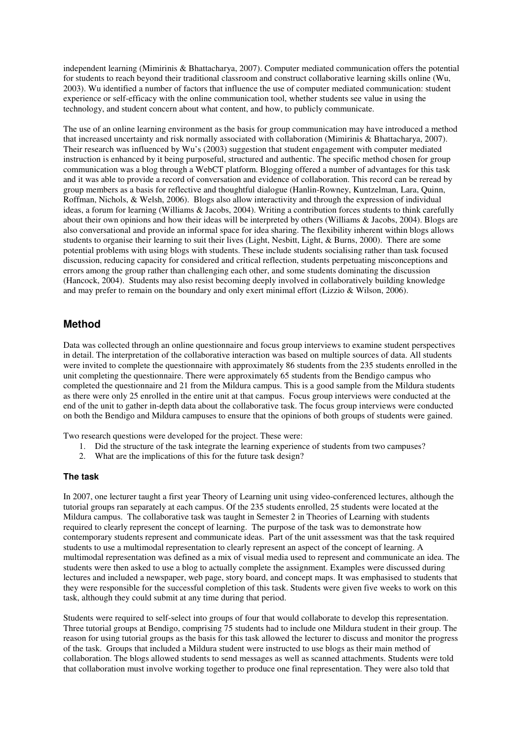independent learning (Mimirinis & Bhattacharya, 2007). Computer mediated communication offers the potential for students to reach beyond their traditional classroom and construct collaborative learning skills online (Wu, 2003). Wu identified a number of factors that influence the use of computer mediated communication: student experience or self-efficacy with the online communication tool, whether students see value in using the technology, and student concern about what content, and how, to publicly communicate.

The use of an online learning environment as the basis for group communication may have introduced a method that increased uncertainty and risk normally associated with collaboration (Mimirinis & Bhattacharya, 2007). Their research was influenced by Wu's (2003) suggestion that student engagement with computer mediated instruction is enhanced by it being purposeful, structured and authentic. The specific method chosen for group communication was a blog through a WebCT platform. Blogging offered a number of advantages for this task and it was able to provide a record of conversation and evidence of collaboration. This record can be reread by group members as a basis for reflective and thoughtful dialogue (Hanlin-Rowney, Kuntzelman, Lara, Quinn, Roffman, Nichols, & Welsh, 2006). Blogs also allow interactivity and through the expression of individual ideas, a forum for learning (Williams & Jacobs, 2004). Writing a contribution forces students to think carefully about their own opinions and how their ideas will be interpreted by others (Williams & Jacobs, 2004). Blogs are also conversational and provide an informal space for idea sharing. The flexibility inherent within blogs allows students to organise their learning to suit their lives (Light, Nesbitt, Light, & Burns, 2000). There are some potential problems with using blogs with students. These include students socialising rather than task focused discussion, reducing capacity for considered and critical reflection, students perpetuating misconceptions and errors among the group rather than challenging each other, and some students dominating the discussion (Hancock, 2004). Students may also resist becoming deeply involved in collaboratively building knowledge and may prefer to remain on the boundary and only exert minimal effort (Lizzio & Wilson, 2006).

## Method

Data was collected through an online questionnaire and focus group interviews to examine student perspectives in detail. The interpretation of the collaborative interaction was based on multiple sources of data. All students were invited to complete the questionnaire with approximately 86 students from the 235 students enrolled in the unit completing the questionnaire. There were approximately 65 students from the Bendigo campus who completed the questionnaire and 21 from the Mildura campus. This is a good sample from the Mildura students as there were only 25 enrolled in the entire unit at that campus. Focus group interviews were conducted at the end of the unit to gather in-depth data about the collaborative task. The focus group interviews were conducted on both the Bendigo and Mildura campuses to ensure that the opinions of both groups of students were gained.

Two research questions were developed for the project. These were:

1. Did the structure of the task integrate the learning experience of students from two campuses?
2. What are the implications of this for the future task design?

### The task

In 2007, one lecturer taught a first year Theory of Learning unit using video-conferenced lectures, although the tutorial groups ran separately at each campus. Of the 235 students enrolled, 25 students were located at the Mildura campus. The collaborative task was taught in Semester 2 in Theories of Learning with students required to clearly represent the concept of learning. The purpose of the task was to demonstrate how contemporary students represent and communicate ideas. Part of the unit assessment was that the task required students to use a multimodal representation to clearly represent an aspect of the concept of learning. A multimodal representation was defined as a mix of visual media used to represent and communicate an idea. The students were then asked to use a blog to actually complete the assignment. Examples were discussed during lectures and included a newspaper, web page, story board, and concept maps. It was emphasised to students that they were responsible for the successful completion of this task. Students were given five weeks to work on this task, although they could submit at any time during that period.

Students were required to self-select into groups of four that would collaborate to develop this representation. Three tutorial groups at Bendigo, comprising 75 students had to include one Mildura student in their group. The reason for using tutorial groups as the basis for this task allowed the lecturer to discuss and monitor the progress of the task. Groups that included a Mildura student were instructed to use blogs as their main method of collaboration. The blogs allowed students to send messages as well as scanned attachments. Students were told that collaboration must involve working together to produce one final representation. They were also told that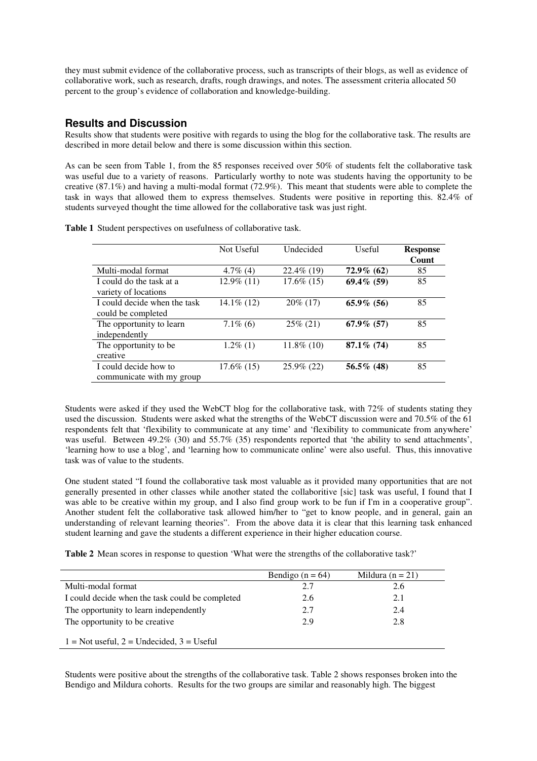they must submit evidence of the collaborative process, such as transcripts of their blogs, as well as evidence of collaborative work, such as research, drafts, rough drawings, and notes. The assessment criteria allocated 50 percent to the group's evidence of collaboration and knowledge-building.

## Results and Discussion

Results show that students were positive with regards to using the blog for the collaborative task. The results are described in more detail below and there is some discussion within this section.

As can be seen from Table 1, from the 85 responses received over 50% of students felt the collaborative task was useful due to a variety of reasons. Particularly worthy to note was students having the opportunity to be creative (87.1%) and having a multi-modal format (72.9%). This meant that students were able to complete the task in ways that allowed them to express themselves. Students were positive in reporting this. 82.4% of students surveyed thought the time allowed for the collaborative task was just right.

**Table 1** Student perspectives on usefulness of collaborative task.

| | Not Useful | Undecided | Useful | **Response Count** |
|---|---|---|---|---|
| Multi-modal format | 4.7% (4) | 22.4% (19) | **72.9% (62)** | 85 |
| I could do the task at a variety of locations | 12.9% (11) | 17.6% (15) | **69.4% (59)** | 85 |
| I could decide when the task could be completed | 14.1% (12) | 20% (17) | **65.9% (56)** | 85 |
| The opportunity to learn independently | 7.1% (6) | 25% (21) | **67.9% (57)** | 85 |
| The opportunity to be creative | 1.2% (1) | 11.8% (10) | **87.1% (74)** | 85 |
| I could decide how to communicate with my group | 17.6% (15) | 25.9% (22) | **56.5% (48)** | 85 |

Students were asked if they used the WebCT blog for the collaborative task, with 72% of students stating they used the discussion. Students were asked what the strengths of the WebCT discussion were and 70.5% of the 61 respondents felt that 'flexibility to communicate at any time' and 'flexibility to communicate from anywhere' was useful. Between 49.2% (30) and 55.7% (35) respondents reported that 'the ability to send attachments', 'learning how to use a blog', and 'learning how to communicate online' were also useful. Thus, this innovative task was of value to the students.

One student stated "I found the collaborative task most valuable as it provided many opportunities that are not generally presented in other classes while another stated the collaboritive [sic] task was useful, I found that I was able to be creative within my group, and I also find group work to be fun if I'm in a cooperative group". Another student felt the collaborative task allowed him/her to "get to know people, and in general, gain an understanding of relevant learning theories". From the above data it is clear that this learning task enhanced student learning and gave the students a different experience in their higher education course.

**Table 2** Mean scores in response to question 'What were the strengths of the collaborative task?'

| | Bendigo (n = 64) | Mildura (n = 21) |
|---|---|---|
| Multi-modal format | 2.7 | 2.6 |
| I could decide when the task could be completed | 2.6 | 2.1 |
| The opportunity to learn independently | 2.7 | 2.4 |
| The opportunity to be creative | 2.9 | 2.8 |

1 = Not useful, 2 = Undecided, 3 = Useful

Students were positive about the strengths of the collaborative task. Table 2 shows responses broken into the Bendigo and Mildura cohorts. Results for the two groups are similar and reasonably high. The biggest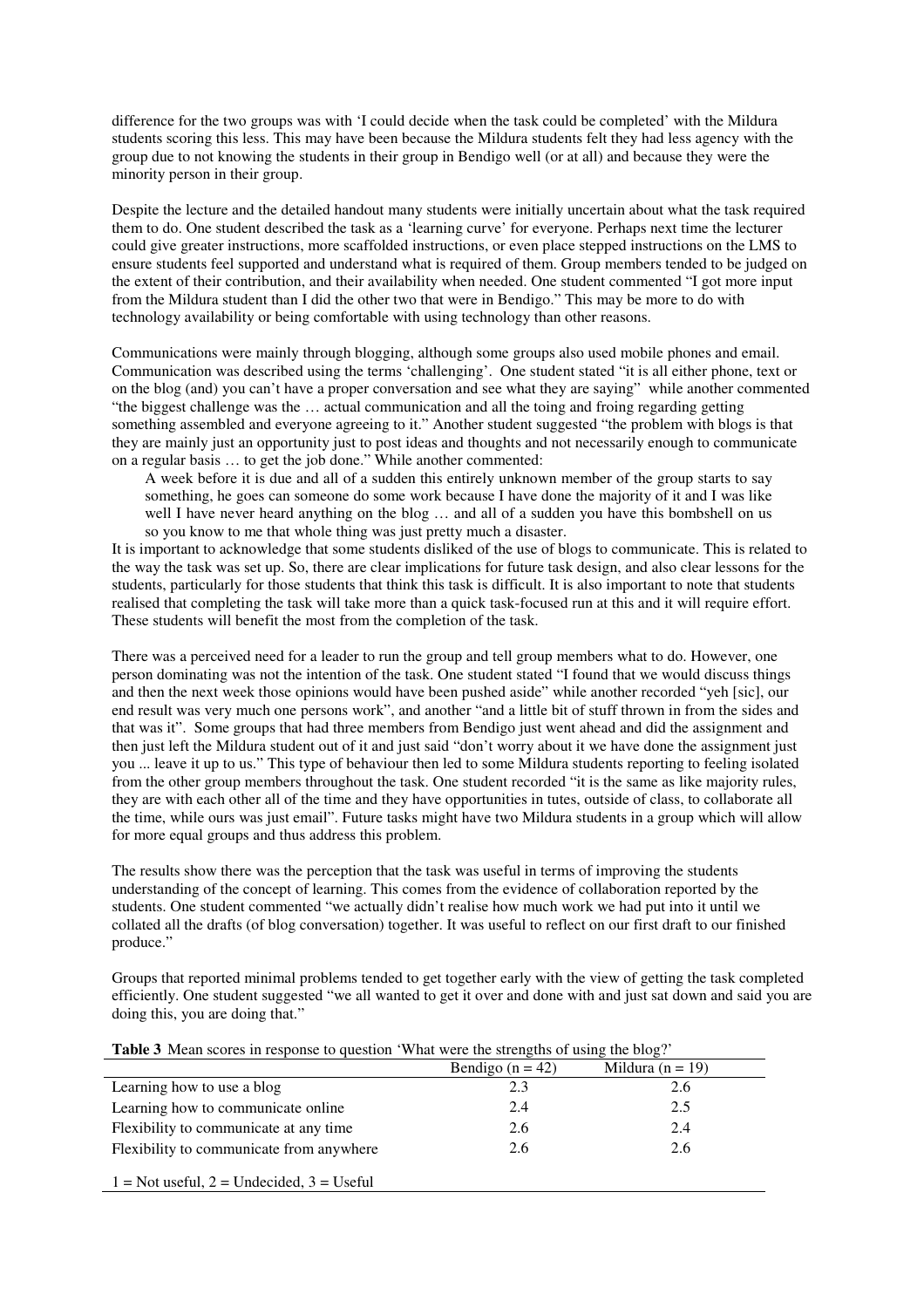difference for the two groups was with 'I could decide when the task could be completed' with the Mildura students scoring this less. This may have been because the Mildura students felt they had less agency with the group due to not knowing the students in their group in Bendigo well (or at all) and because they were the minority person in their group.

Despite the lecture and the detailed handout many students were initially uncertain about what the task required them to do. One student described the task as a 'learning curve' for everyone. Perhaps next time the lecturer could give greater instructions, more scaffolded instructions, or even place stepped instructions on the LMS to ensure students feel supported and understand what is required of them. Group members tended to be judged on the extent of their contribution, and their availability when needed. One student commented "I got more input from the Mildura student than I did the other two that were in Bendigo." This may be more to do with technology availability or being comfortable with using technology than other reasons.

Communications were mainly through blogging, although some groups also used mobile phones and email. Communication was described using the terms 'challenging'. One student stated "it is all either phone, text or on the blog (and) you can't have a proper conversation and see what they are saying" while another commented "the biggest challenge was the … actual communication and all the toing and froing regarding getting something assembled and everyone agreeing to it." Another student suggested "the problem with blogs is that they are mainly just an opportunity just to post ideas and thoughts and not necessarily enough to communicate on a regular basis … to get the job done." While another commented:

> A week before it is due and all of a sudden this entirely unknown member of the group starts to say something, he goes can someone do some work because I have done the majority of it and I was like well I have never heard anything on the blog … and all of a sudden you have this bombshell on us so you know to me that whole thing was just pretty much a disaster.

It is important to acknowledge that some students disliked of the use of blogs to communicate. This is related to the way the task was set up. So, there are clear implications for future task design, and also clear lessons for the students, particularly for those students that think this task is difficult. It is also important to note that students realised that completing the task will take more than a quick task-focused run at this and it will require effort. These students will benefit the most from the completion of the task.

There was a perceived need for a leader to run the group and tell group members what to do. However, one person dominating was not the intention of the task. One student stated "I found that we would discuss things and then the next week those opinions would have been pushed aside" while another recorded "yeh [sic], our end result was very much one persons work", and another "and a little bit of stuff thrown in from the sides and that was it". Some groups that had three members from Bendigo just went ahead and did the assignment and then just left the Mildura student out of it and just said "don't worry about it we have done the assignment just you ... leave it up to us." This type of behaviour then led to some Mildura students reporting to feeling isolated from the other group members throughout the task. One student recorded "it is the same as like majority rules, they are with each other all of the time and they have opportunities in tutes, outside of class, to collaborate all the time, while ours was just email". Future tasks might have two Mildura students in a group which will allow for more equal groups and thus address this problem.

The results show there was the perception that the task was useful in terms of improving the students understanding of the concept of learning. This comes from the evidence of collaboration reported by the students. One student commented "we actually didn't realise how much work we had put into it until we collated all the drafts (of blog conversation) together. It was useful to reflect on our first draft to our finished produce."

Groups that reported minimal problems tended to get together early with the view of getting the task completed efficiently. One student suggested "we all wanted to get it over and done with and just sat down and said you are doing this, you are doing that."

**Table 3** Mean scores in response to question 'What were the strengths of using the blog?'

| | Bendigo (n = 42) | Mildura (n = 19) |
|---|---|---|
| Learning how to use a blog | 2.3 | 2.6 |
| Learning how to communicate online | 2.4 | 2.5 |
| Flexibility to communicate at any time | 2.6 | 2.4 |
| Flexibility to communicate from anywhere | 2.6 | 2.6 |

1 = Not useful, 2 = Undecided, 3 = Useful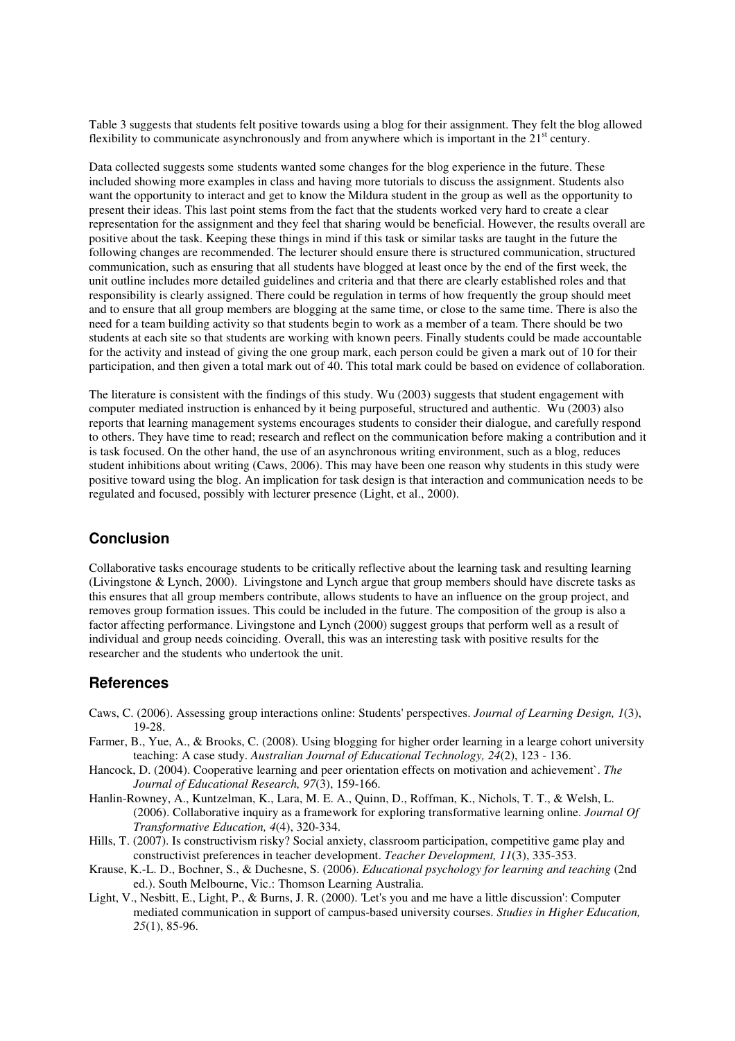Table 3 suggests that students felt positive towards using a blog for their assignment. They felt the blog allowed flexibility to communicate asynchronously and from anywhere which is important in the 21st century.

Data collected suggests some students wanted some changes for the blog experience in the future. These included showing more examples in class and having more tutorials to discuss the assignment. Students also want the opportunity to interact and get to know the Mildura student in the group as well as the opportunity to present their ideas. This last point stems from the fact that the students worked very hard to create a clear representation for the assignment and they feel that sharing would be beneficial. However, the results overall are positive about the task. Keeping these things in mind if this task or similar tasks are taught in the future the following changes are recommended. The lecturer should ensure there is structured communication, structured communication, such as ensuring that all students have blogged at least once by the end of the first week, the unit outline includes more detailed guidelines and criteria and that there are clearly established roles and that responsibility is clearly assigned. There could be regulation in terms of how frequently the group should meet and to ensure that all group members are blogging at the same time, or close to the same time. There is also the need for a team building activity so that students begin to work as a member of a team. There should be two students at each site so that students are working with known peers. Finally students could be made accountable for the activity and instead of giving the one group mark, each person could be given a mark out of 10 for their participation, and then given a total mark out of 40. This total mark could be based on evidence of collaboration.

The literature is consistent with the findings of this study. Wu (2003) suggests that student engagement with computer mediated instruction is enhanced by it being purposeful, structured and authentic. Wu (2003) also reports that learning management systems encourages students to consider their dialogue, and carefully respond to others. They have time to read; research and reflect on the communication before making a contribution and it is task focused. On the other hand, the use of an asynchronous writing environment, such as a blog, reduces student inhibitions about writing (Caws, 2006). This may have been one reason why students in this study were positive toward using the blog. An implication for task design is that interaction and communication needs to be regulated and focused, possibly with lecturer presence (Light, et al., 2000).

## Conclusion

Collaborative tasks encourage students to be critically reflective about the learning task and resulting learning (Livingstone & Lynch, 2000). Livingstone and Lynch argue that group members should have discrete tasks as this ensures that all group members contribute, allows students to have an influence on the group project, and removes group formation issues. This could be included in the future. The composition of the group is also a factor affecting performance. Livingstone and Lynch (2000) suggest groups that perform well as a result of individual and group needs coinciding. Overall, this was an interesting task with positive results for the researcher and the students who undertook the unit.

## References

Caws, C. (2006). Assessing group interactions online: Students' perspectives. *Journal of Learning Design, 1*(3), 19-28.

Farmer, B., Yue, A., & Brooks, C. (2008). Using blogging for higher order learning in a learge cohort university teaching: A case study. *Australian Journal of Educational Technology, 24*(2), 123 - 136.

Hancock, D. (2004). Cooperative learning and peer orientation effects on motivation and achievement`. *The Journal of Educational Research, 97*(3), 159-166.

Hanlin-Rowney, A., Kuntzelman, K., Lara, M. E. A., Quinn, D., Roffman, K., Nichols, T. T., & Welsh, L. (2006). Collaborative inquiry as a framework for exploring transformative learning online. *Journal Of Transformative Education, 4*(4), 320-334.

Hills, T. (2007). Is constructivism risky? Social anxiety, classroom participation, competitive game play and constructivist preferences in teacher development. *Teacher Development, 11*(3), 335-353.

Krause, K.-L. D., Bochner, S., & Duchesne, S. (2006). *Educational psychology for learning and teaching* (2nd ed.). South Melbourne, Vic.: Thomson Learning Australia.

Light, V., Nesbitt, E., Light, P., & Burns, J. R. (2000). 'Let's you and me have a little discussion': Computer mediated communication in support of campus-based university courses. *Studies in Higher Education, 25*(1), 85-96.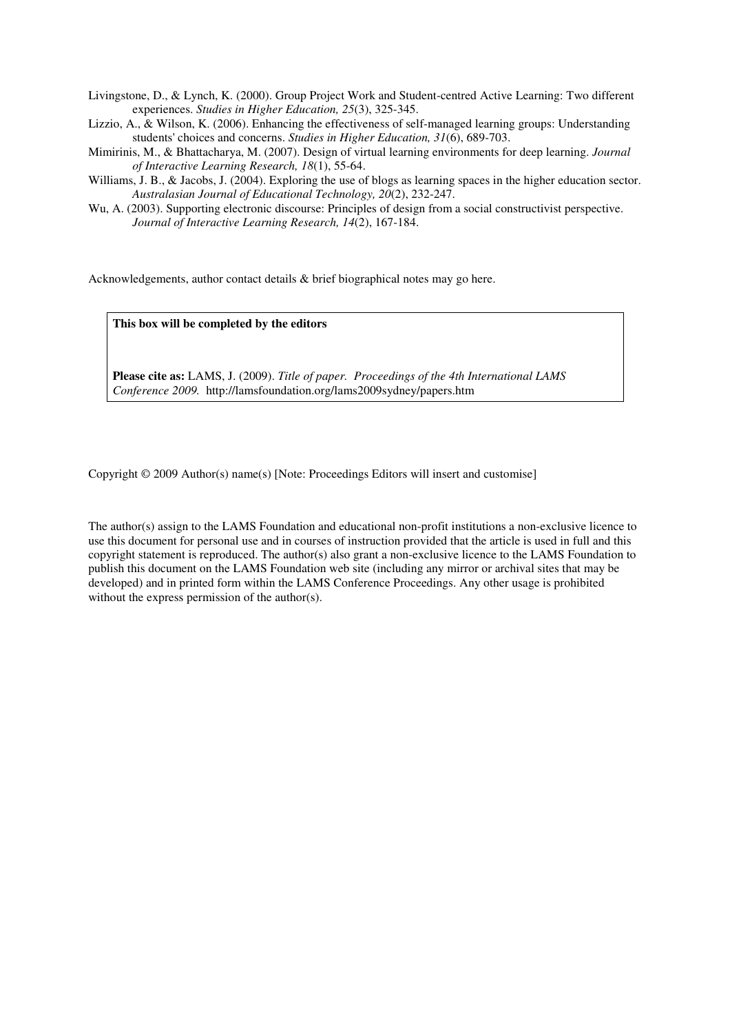Livingstone, D., & Lynch, K. (2000). Group Project Work and Student-centred Active Learning: Two different experiences. *Studies in Higher Education, 25*(3), 325-345.

Lizzio, A., & Wilson, K. (2006). Enhancing the effectiveness of self-managed learning groups: Understanding students' choices and concerns. *Studies in Higher Education, 31*(6), 689-703.

Mimirinis, M., & Bhattacharya, M. (2007). Design of virtual learning environments for deep learning. *Journal of Interactive Learning Research, 18*(1), 55-64.

Williams, J. B., & Jacobs, J. (2004). Exploring the use of blogs as learning spaces in the higher education sector. *Australasian Journal of Educational Technology, 20*(2), 232-247.

Wu, A. (2003). Supporting electronic discourse: Principles of design from a social constructivist perspective. *Journal of Interactive Learning Research, 14*(2), 167-184.

Acknowledgements, author contact details & brief biographical notes may go here.

**This box will be completed by the editors**

**Please cite as:** LAMS, J. (2009). *Title of paper. Proceedings of the 4th International LAMS Conference 2009.* http://lamsfoundation.org/lams2009sydney/papers.htm

Copyright © 2009 Author(s) name(s) [Note: Proceedings Editors will insert and customise]

The author(s) assign to the LAMS Foundation and educational non-profit institutions a non-exclusive licence to use this document for personal use and in courses of instruction provided that the article is used in full and this copyright statement is reproduced. The author(s) also grant a non-exclusive licence to the LAMS Foundation to publish this document on the LAMS Foundation web site (including any mirror or archival sites that may be developed) and in printed form within the LAMS Conference Proceedings. Any other usage is prohibited without the express permission of the author(s).